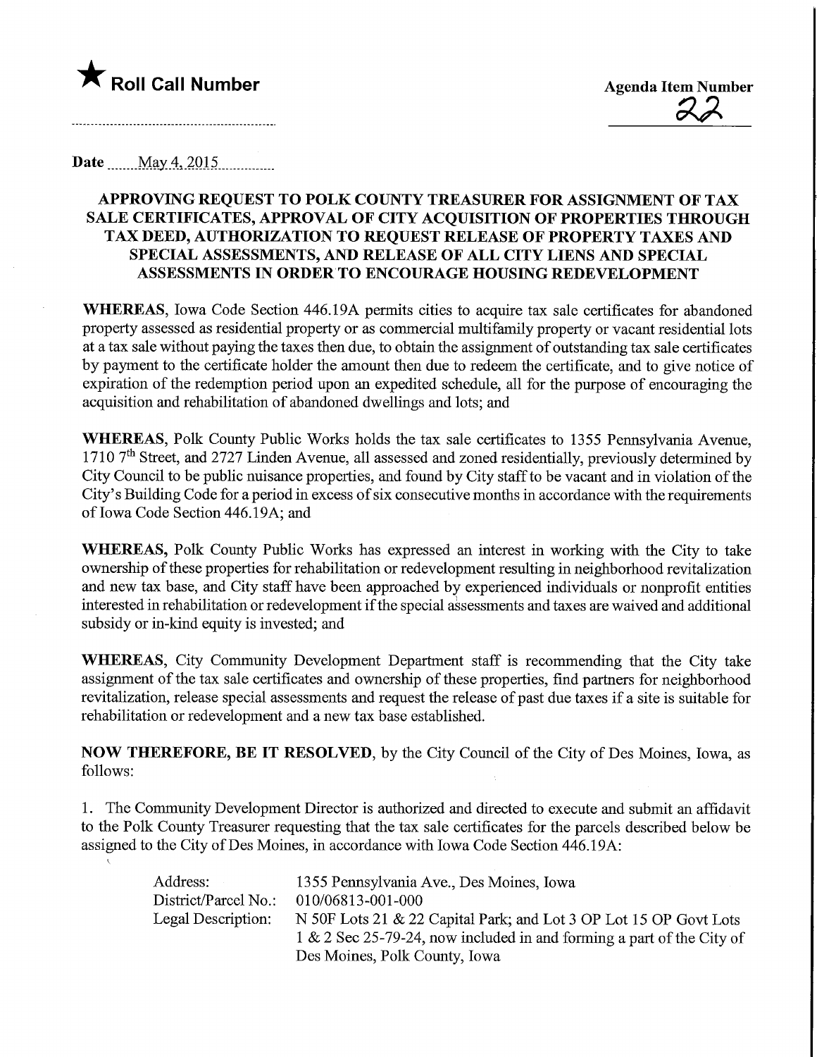★ **Roll Call Number**

**Agenda Item Number**

22

**Date** May 4, 2015

## APPROVING REQUEST TO POLK COUNTY TREASURER FOR ASSIGNMENT OF TAX SALE CERTIFICATES, APPROVAL OF CITY ACQUISITION OF PROPERTIES THROUGH TAX DEED, AUTHORIZATION TO REQUEST RELEASE OF PROPERTY TAXES AND SPECIAL ASSESSMENTS, AND RELEASE OF ALL CITY LIENS AND SPECIAL ASSESSMENTS IN ORDER TO ENCOURAGE HOUSING REDEVELOPMENT

**WHEREAS**, Iowa Code Section 446.19A permits cities to acquire tax sale certificates for abandoned property assessed as residential property or as commercial multifamily property or vacant residential lots at a tax sale without paying the taxes then due, to obtain the assignment of outstanding tax sale certificates by payment to the certificate holder the amount then due to redeem the certificate, and to give notice of expiration of the redemption period upon an expedited schedule, all for the purpose of encouraging the acquisition and rehabilitation of abandoned dwellings and lots; and

**WHEREAS**, Polk County Public Works holds the tax sale certificates to 1355 Pennsylvania Avenue, 1710 7th Street, and 2727 Linden Avenue, all assessed and zoned residentially, previously determined by City Council to be public nuisance properties, and found by City staff to be vacant and in violation of the City's Building Code for a period in excess of six consecutive months in accordance with the requirements of Iowa Code Section 446.19A; and

**WHEREAS**, Polk County Public Works has expressed an interest in working with the City to take ownership of these properties for rehabilitation or redevelopment resulting in neighborhood revitalization and new tax base, and City staff have been approached by experienced individuals or nonprofit entities interested in rehabilitation or redevelopment if the special assessments and taxes are waived and additional subsidy or in-kind equity is invested; and

**WHEREAS**, City Community Development Department staff is recommending that the City take assignment of the tax sale certificates and ownership of these properties, find partners for neighborhood revitalization, release special assessments and request the release of past due taxes if a site is suitable for rehabilitation or redevelopment and a new tax base established.

**NOW THEREFORE, BE IT RESOLVED**, by the City Council of the City of Des Moines, Iowa, as follows:

1. The Community Development Director is authorized and directed to execute and submit an affidavit to the Polk County Treasurer requesting that the tax sale certificates for the parcels described below be assigned to the City of Des Moines, in accordance with Iowa Code Section 446.19A:

| | |
|---|---|
| Address: | 1355 Pennsylvania Ave., Des Moines, Iowa |
| District/Parcel No.: | 010/06813-001-000 |
| Legal Description: | N 50F Lots 21 & 22 Capital Park; and Lot 3 OP Lot 15 OP Govt Lots 1 & 2 Sec 25-79-24, now included in and forming a part of the City of Des Moines, Polk County, Iowa |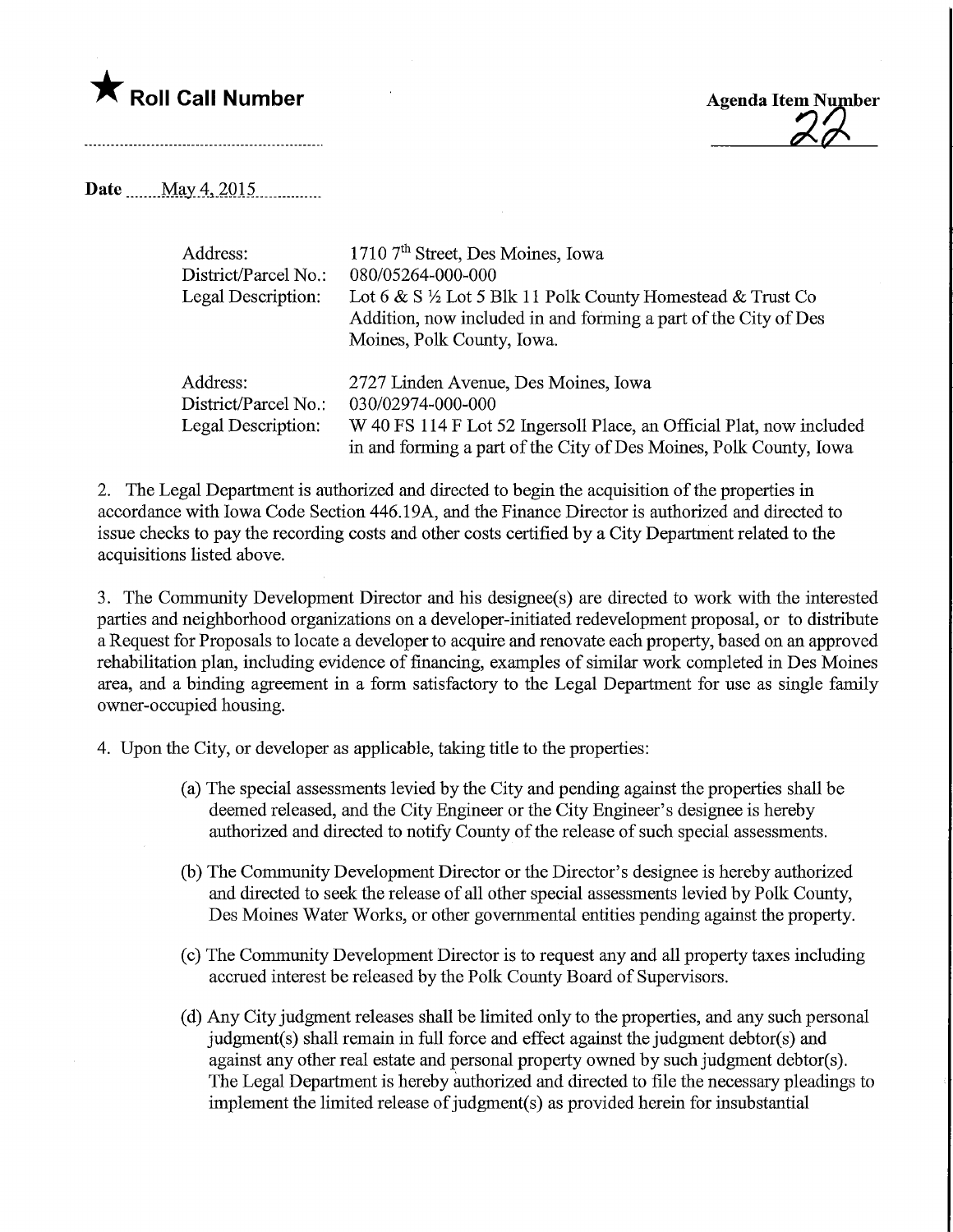★ **Roll Call Number**

**Agenda Item Number**
22

**Date** May 4, 2015

| | |
|---|---|
| Address: | 1710 7th Street, Des Moines, Iowa |
| District/Parcel No.: | 080/05264-000-000 |
| Legal Description: | Lot 6 & S ½ Lot 5 Blk 11 Polk County Homestead & Trust Co Addition, now included in and forming a part of the City of Des Moines, Polk County, Iowa. |
| | |
| Address: | 2727 Linden Avenue, Des Moines, Iowa |
| District/Parcel No.: | 030/02974-000-000 |
| Legal Description: | W 40 FS 114 F Lot 52 Ingersoll Place, an Official Plat, now included in and forming a part of the City of Des Moines, Polk County, Iowa |

2. The Legal Department is authorized and directed to begin the acquisition of the properties in accordance with Iowa Code Section 446.19A, and the Finance Director is authorized and directed to issue checks to pay the recording costs and other costs certified by a City Department related to the acquisitions listed above.

3. The Community Development Director and his designee(s) are directed to work with the interested parties and neighborhood organizations on a developer-initiated redevelopment proposal, or to distribute a Request for Proposals to locate a developer to acquire and renovate each property, based on an approved rehabilitation plan, including evidence of financing, examples of similar work completed in Des Moines area, and a binding agreement in a form satisfactory to the Legal Department for use as single family owner-occupied housing.

4. Upon the City, or developer as applicable, taking title to the properties:

   (a) The special assessments levied by the City and pending against the properties shall be deemed released, and the City Engineer or the City Engineer's designee is hereby authorized and directed to notify County of the release of such special assessments.

   (b) The Community Development Director or the Director's designee is hereby authorized and directed to seek the release of all other special assessments levied by Polk County, Des Moines Water Works, or other governmental entities pending against the property.

   (c) The Community Development Director is to request any and all property taxes including accrued interest be released by the Polk County Board of Supervisors.

   (d) Any City judgment releases shall be limited only to the properties, and any such personal judgment(s) shall remain in full force and effect against the judgment debtor(s) and against any other real estate and personal property owned by such judgment debtor(s). The Legal Department is hereby authorized and directed to file the necessary pleadings to implement the limited release of judgment(s) as provided herein for insubstantial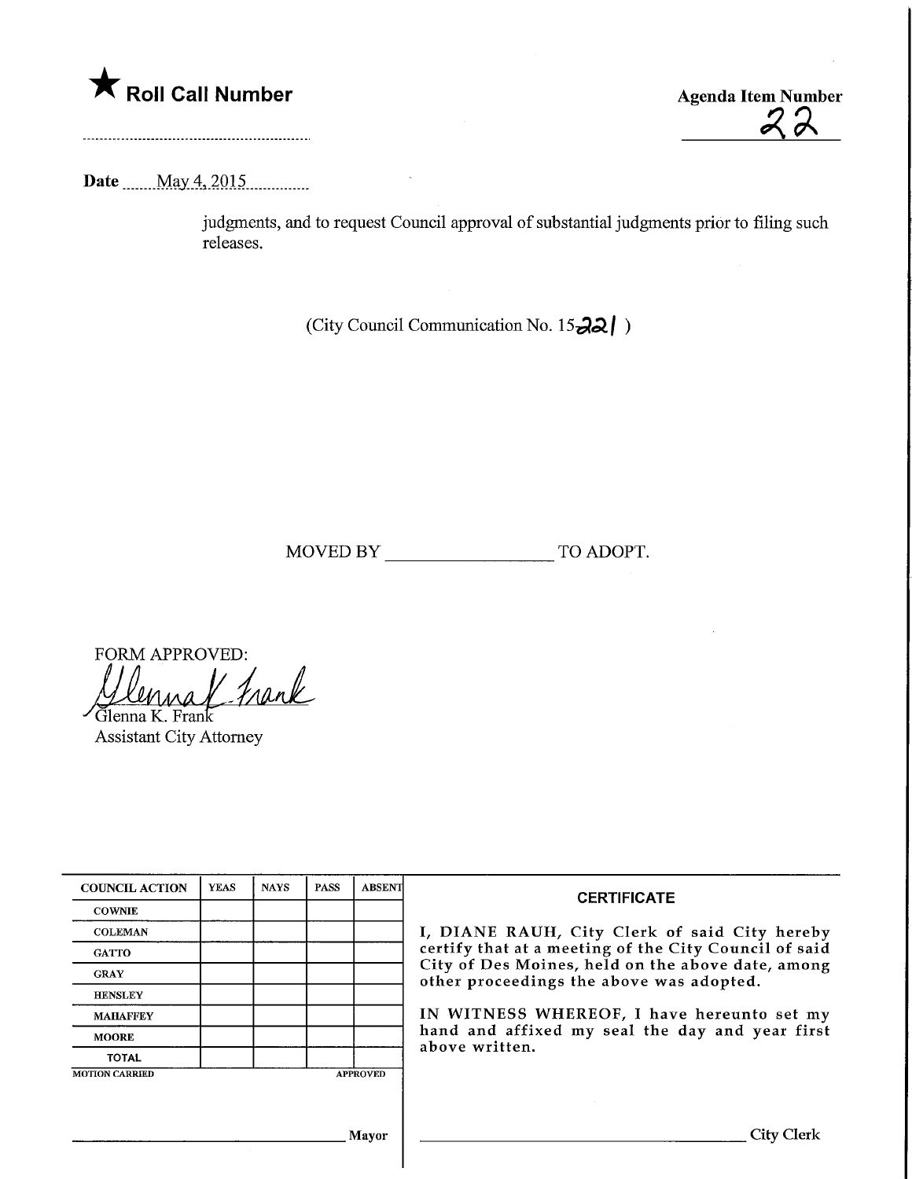★ **Roll Call Number**

Agenda Item Number
22

Date May 4, 2015

judgments, and to request Council approval of substantial judgments prior to filing such releases.

(City Council Communication No. 15-221 )

MOVED BY ____________________ TO ADOPT.

FORM APPROVED:

Glenna K. Frank
Assistant City Attorney

| COUNCIL ACTION | YEAS | NAYS | PASS | ABSENT |
|---|---|---|---|---|
| COWNIE | | | | |
| COLEMAN | | | | |
| GATTO | | | | |
| GRAY | | | | |
| HENSLEY | | | | |
| MAHAFFEY | | | | |
| MOORE | | | | |
| TOTAL | | | | |

MOTION CARRIED APPROVED

____________________ Mayor

**CERTIFICATE**

I, DIANE RAUH, City Clerk of said City hereby certify that at a meeting of the City Council of said City of Des Moines, held on the above date, among other proceedings the above was adopted.

IN WITNESS WHEREOF, I have hereunto set my hand and affixed my seal the day and year first above written.

____________________ City Clerk